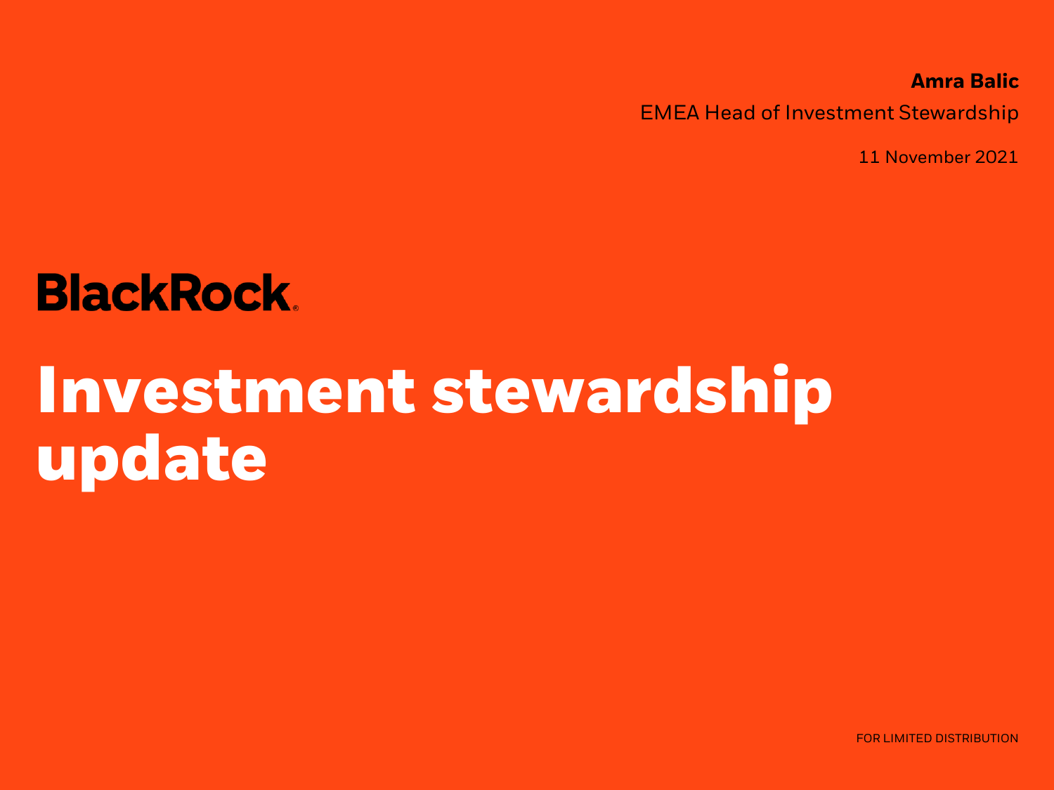**Amra Balic**

EMEA Head of Investment Stewardship

11 November 2021

BlackRock

# Investment stewardship update

FOR LIMITED DISTRIBUTION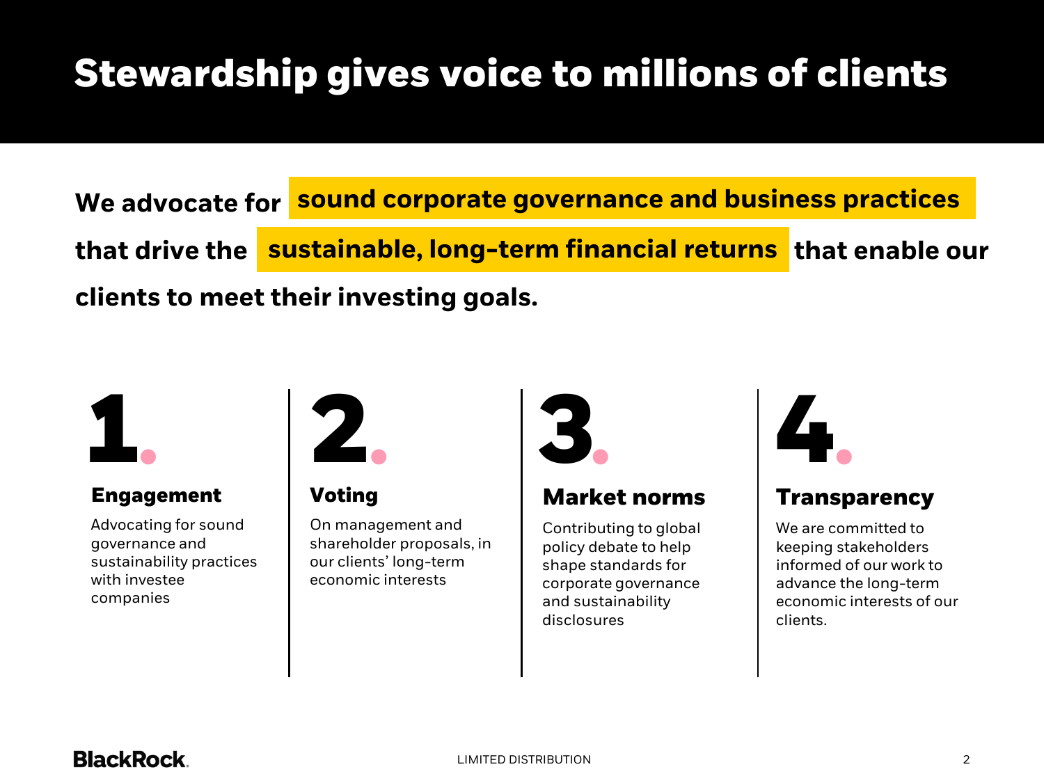# Stewardship gives voice to millions of clients

**We advocate for sound corporate governance and business practices that drive the sustainable, long-term financial returns that enable our clients to meet their investing goals.**

## 1. Engagement

Advocating for sound governance and sustainability practices with investee companies

## 2. Voting

On management and shareholder proposals, in our clients' long-term economic interests

## 3. Market norms

Contributing to global policy debate to help shape standards for corporate governance and sustainability disclosures

## 4. Transparency

We are committed to keeping stakeholders informed of our work to advance the long-term economic interests of our clients.

LIMITED DISTRIBUTION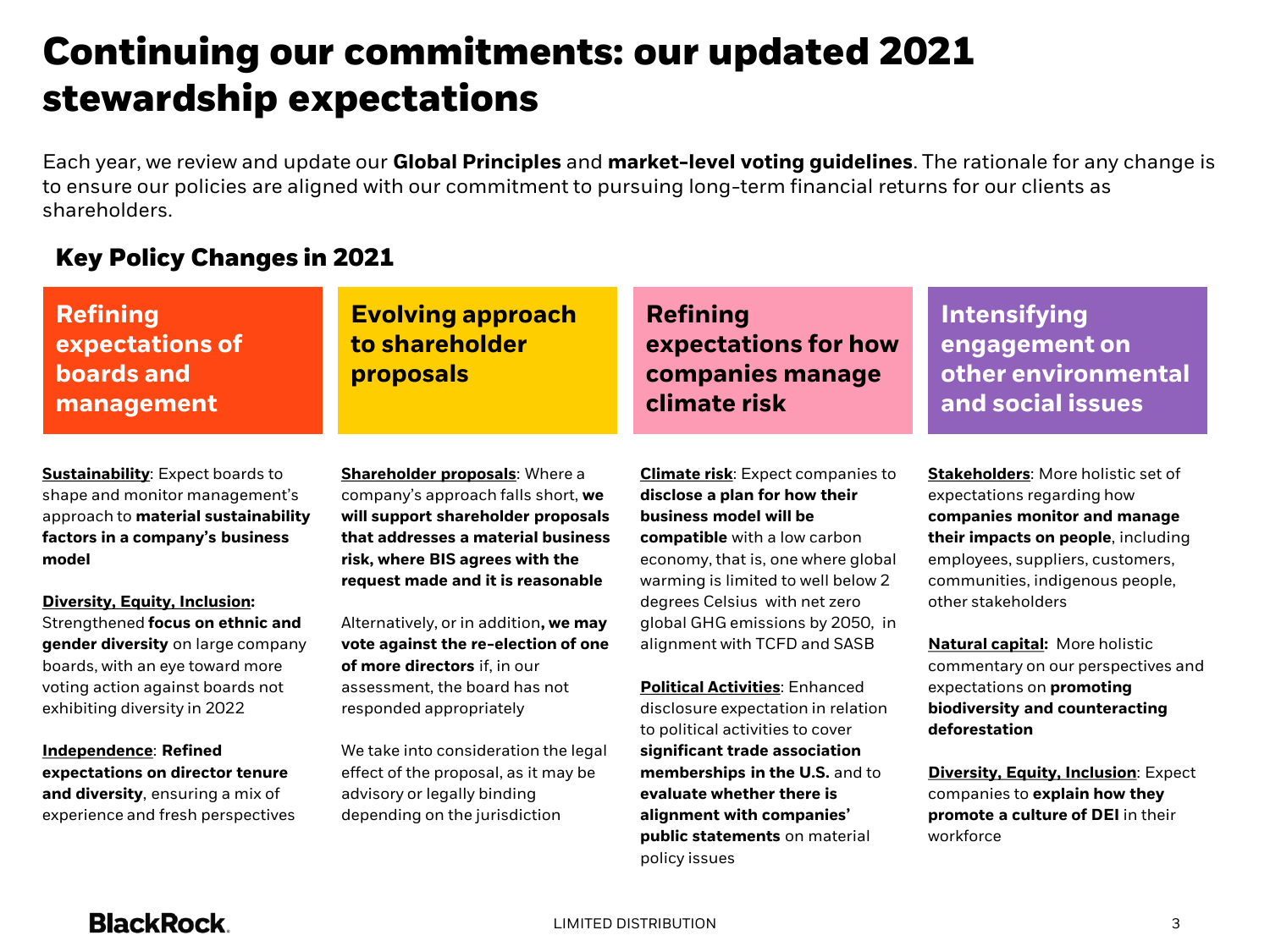# Continuing our commitments: our updated 2021 stewardship expectations

Each year, we review and update our **Global Principles** and **market-level voting guidelines**. The rationale for any change is to ensure our policies are aligned with our commitment to pursuing long-term financial returns for our clients as shareholders.

## Key Policy Changes in 2021

### Refining expectations of boards and management

**Sustainability**: Expect boards to shape and monitor management's approach to **material sustainability factors in a company's business model**

**Diversity, Equity, Inclusion:** Strengthened **focus on ethnic and gender diversity** on large company boards, with an eye toward more voting action against boards not exhibiting diversity in 2022

**Independence**: **Refined expectations on director tenure and diversity**, ensuring a mix of experience and fresh perspectives

### Evolving approach to shareholder proposals

**Shareholder proposals**: Where a company's approach falls short, **we will support shareholder proposals that addresses a material business risk, where BIS agrees with the request made and it is reasonable**

Alternatively, or in addition**, we may vote against the re-election of one of more directors** if, in our assessment, the board has not responded appropriately

We take into consideration the legal effect of the proposal, as it may be advisory or legally binding depending on the jurisdiction

### Refining expectations for how companies manage climate risk

**Climate risk**: Expect companies to **disclose a plan for how their business model will be compatible** with a low carbon economy, that is, one where global warming is limited to well below 2 degrees Celsius with net zero global GHG emissions by 2050, in alignment with TCFD and SASB

**Political Activities**: Enhanced disclosure expectation in relation to political activities to cover **significant trade association memberships in the U.S.** and to **evaluate whether there is alignment with companies' public statements** on material policy issues

### Intensifying engagement on other environmental and social issues

**Stakeholders**: More holistic set of expectations regarding how **companies monitor and manage their impacts on people**, including employees, suppliers, customers, communities, indigenous people, other stakeholders

**Natural capital:** More holistic commentary on our perspectives and expectations on **promoting biodiversity and counteracting deforestation**

**Diversity, Equity, Inclusion**: Expect companies to **explain how they promote a culture of DEI** in their workforce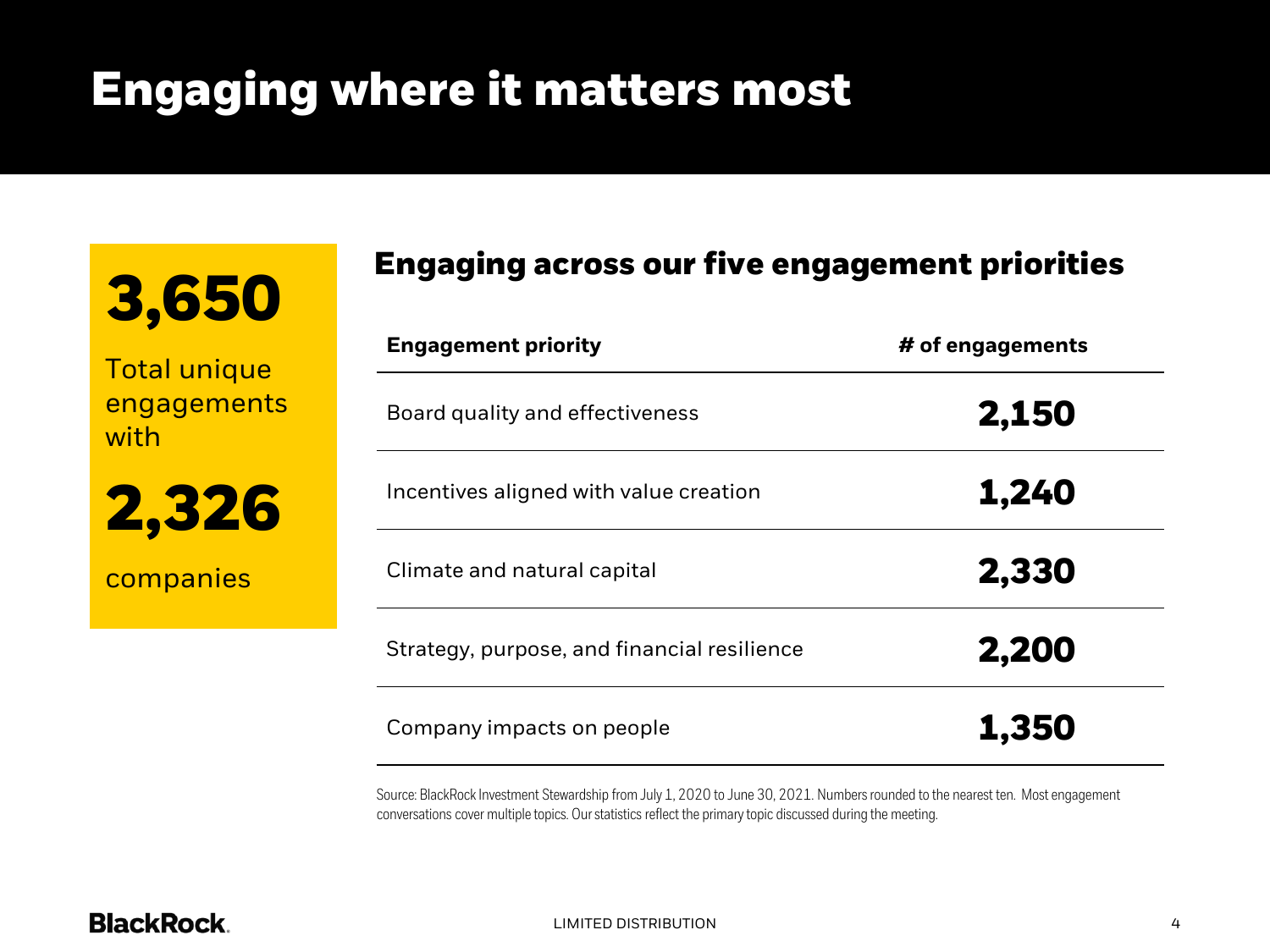# Engaging where it matters most

**3,650**

Total unique engagements with

**2,326**

companies

## Engaging across our five engagement priorities

| Engagement priority | # of engagements |
|---|---|
| Board quality and effectiveness | **2,150** |
| Incentives aligned with value creation | **1,240** |
| Climate and natural capital | **2,330** |
| Strategy, purpose, and financial resilience | **2,200** |
| Company impacts on people | **1,350** |

Source: BlackRock Investment Stewardship from July 1, 2020 to June 30, 2021. Numbers rounded to the nearest ten. Most engagement conversations cover multiple topics. Our statistics reflect the primary topic discussed during the meeting.

LIMITED DISTRIBUTION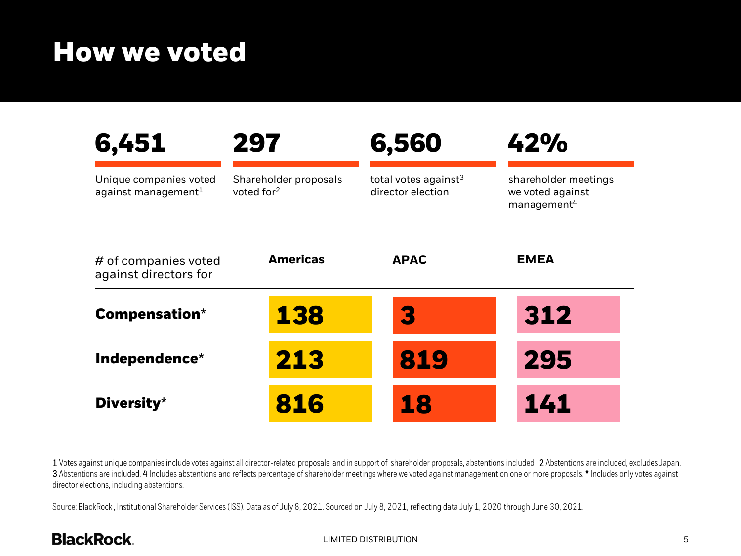# How we voted

**6,451**
Unique companies voted against management[1]

**297**
Shareholder proposals voted for[2]

**6,560**
total votes against[3] director election

**42%**
shareholder meetings we voted against management[4]

| # of companies voted against directors for | Americas | APAC | EMEA |
|---|---|---|---|
| **Compensation*** | 138 | 3 | 312 |
| **Independence*** | 213 | 819 | 295 |
| **Diversity*** | 816 | 18 | 141 |

1 Votes against unique companies include votes against all director-related proposals and in support of shareholder proposals, abstentions included. 2 Abstentions are included, excludes Japan. 3 Abstentions are included. 4 Includes abstentions and reflects percentage of shareholder meetings where we voted against management on one or more proposals. * Includes only votes against director elections, including abstentions.

Source: BlackRock, Institutional Shareholder Services (ISS). Data as of July 8, 2021. Sourced on July 8, 2021, reflecting data July 1, 2020 through June 30, 2021.

BlackRock.

LIMITED DISTRIBUTION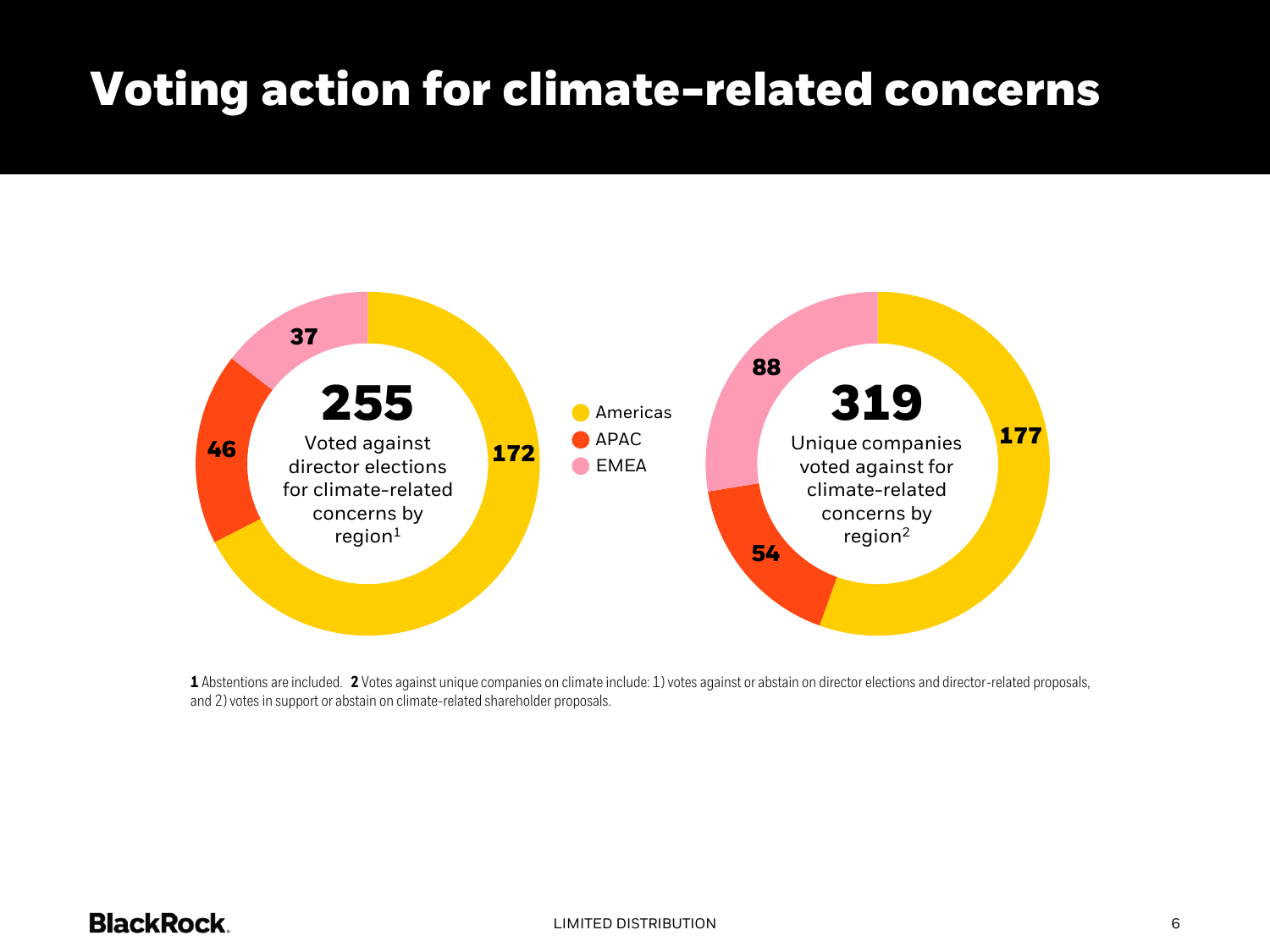# Voting action for climate-related concerns

**255**

Voted against director elections for climate-related concerns by region[1]

| Region | Count |
| --- | --- |
| Americas | 172 |
| APAC | 46 |
| EMEA | 37 |

**319**

Unique companies voted against for climate-related concerns by region[2]

| Region | Count |
| --- | --- |
| Americas | 177 |
| APAC | 54 |
| EMEA | 88 |

**1** Abstentions are included. **2** Votes against unique companies on climate include: 1) votes against or abstain on director elections and director-related proposals, and 2) votes in support or abstain on climate-related shareholder proposals.

LIMITED DISTRIBUTION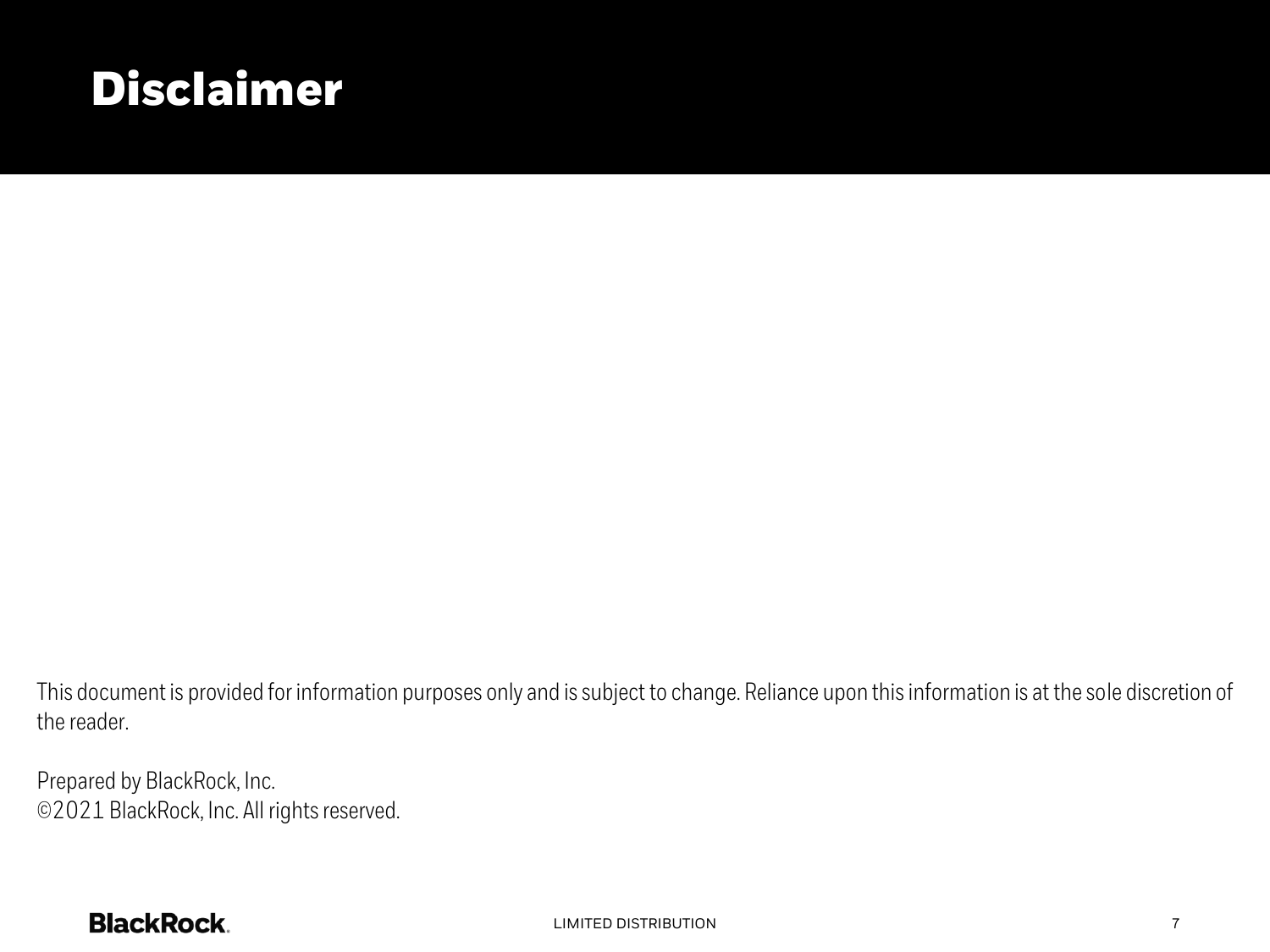# Disclaimer

This document is provided for information purposes only and is subject to change. Reliance upon this information is at the sole discretion of the reader.

Prepared by BlackRock, Inc.
©2021 BlackRock, Inc. All rights reserved.

BlackRock.

LIMITED DISTRIBUTION